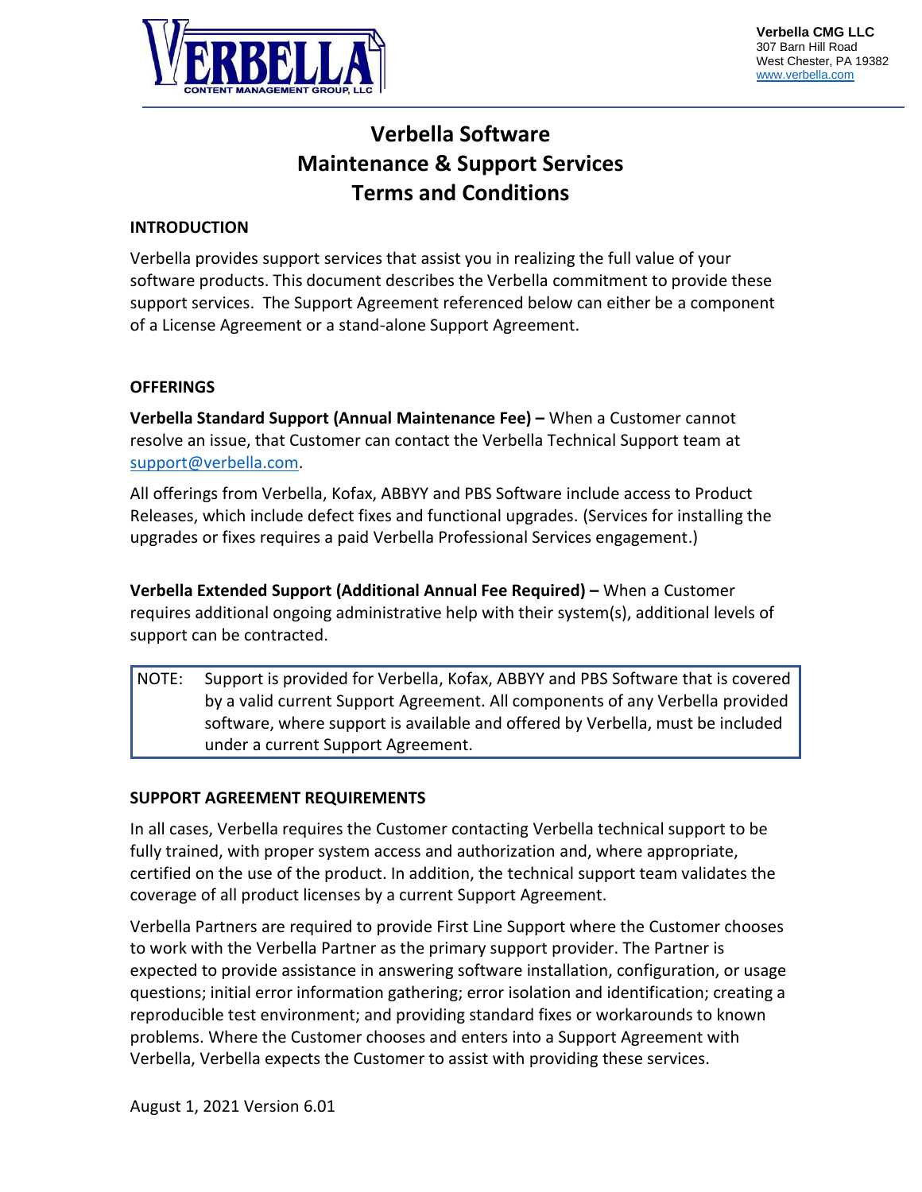Verbella CMG LLC
307 Barn Hill Road
West Chester, PA 19382
www.verbella.com

# Verbella Software Maintenance & Support Services Terms and Conditions

## INTRODUCTION

Verbella provides support services that assist you in realizing the full value of your software products. This document describes the Verbella commitment to provide these support services. The Support Agreement referenced below can either be a component of a License Agreement or a stand-alone Support Agreement.

## OFFERINGS

**Verbella Standard Support (Annual Maintenance Fee) –** When a Customer cannot resolve an issue, that Customer can contact the Verbella Technical Support team at support@verbella.com.

All offerings from Verbella, Kofax, ABBYY and PBS Software include access to Product Releases, which include defect fixes and functional upgrades. (Services for installing the upgrades or fixes requires a paid Verbella Professional Services engagement.)

**Verbella Extended Support (Additional Annual Fee Required) –** When a Customer requires additional ongoing administrative help with their system(s), additional levels of support can be contracted.

> NOTE: Support is provided for Verbella, Kofax, ABBYY and PBS Software that is covered by a valid current Support Agreement. All components of any Verbella provided software, where support is available and offered by Verbella, must be included under a current Support Agreement.

## SUPPORT AGREEMENT REQUIREMENTS

In all cases, Verbella requires the Customer contacting Verbella technical support to be fully trained, with proper system access and authorization and, where appropriate, certified on the use of the product. In addition, the technical support team validates the coverage of all product licenses by a current Support Agreement.

Verbella Partners are required to provide First Line Support where the Customer chooses to work with the Verbella Partner as the primary support provider. The Partner is expected to provide assistance in answering software installation, configuration, or usage questions; initial error information gathering; error isolation and identification; creating a reproducible test environment; and providing standard fixes or workarounds to known problems. Where the Customer chooses and enters into a Support Agreement with Verbella, Verbella expects the Customer to assist with providing these services.

August 1, 2021 Version 6.01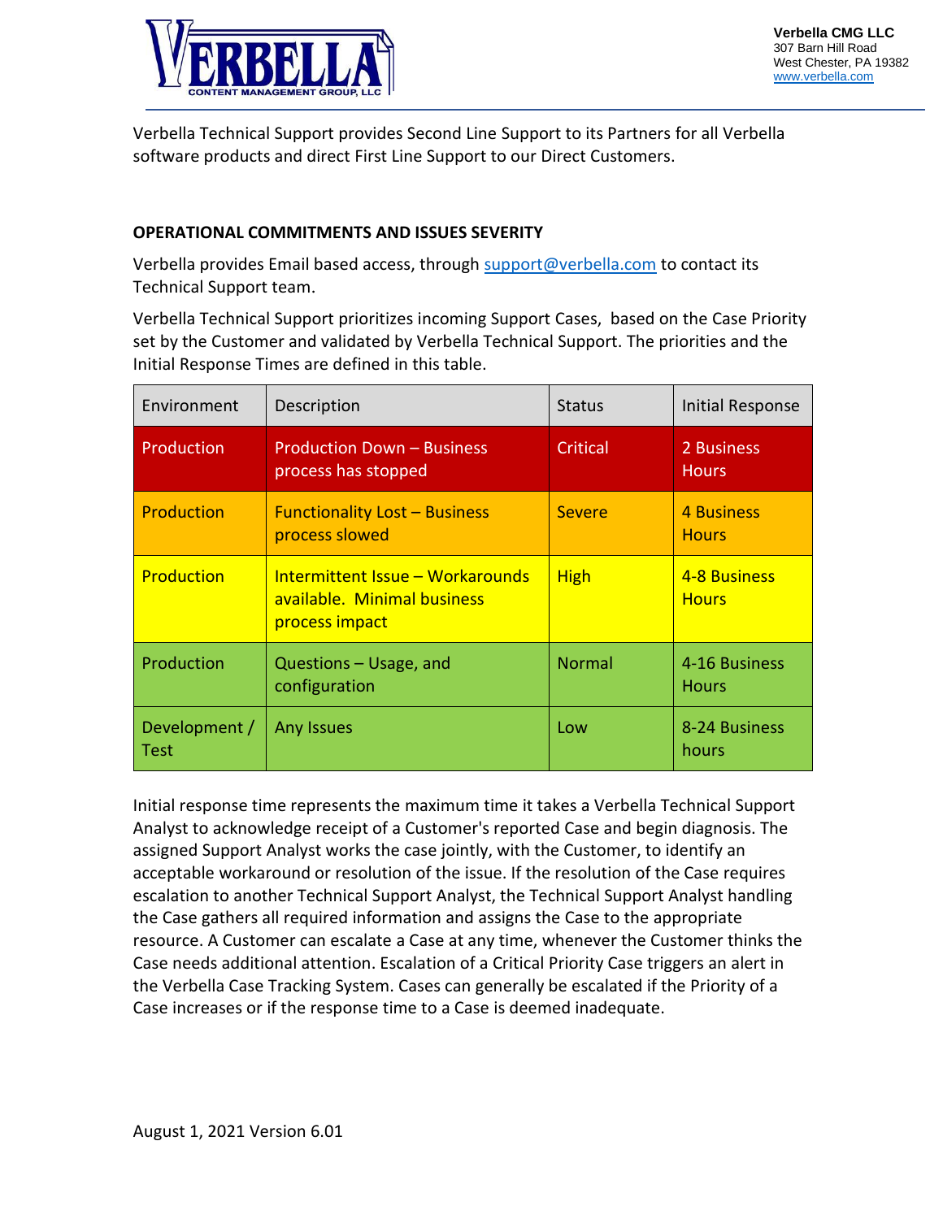Verbella Technical Support provides Second Line Support to its Partners for all Verbella software products and direct First Line Support to our Direct Customers.

## OPERATIONAL COMMITMENTS AND ISSUES SEVERITY

Verbella provides Email based access, through support@verbella.com to contact its Technical Support team.

Verbella Technical Support prioritizes incoming Support Cases, based on the Case Priority set by the Customer and validated by Verbella Technical Support. The priorities and the Initial Response Times are defined in this table.

| Environment | Description | Status | Initial Response |
|---|---|---|---|
| Production | Production Down – Business process has stopped | Critical | 2 Business Hours |
| Production | Functionality Lost – Business process slowed | Severe | 4 Business Hours |
| Production | Intermittent Issue – Workarounds available. Minimal business process impact | High | 4-8 Business Hours |
| Production | Questions – Usage, and configuration | Normal | 4-16 Business Hours |
| Development / Test | Any Issues | Low | 8-24 Business hours |

Initial response time represents the maximum time it takes a Verbella Technical Support Analyst to acknowledge receipt of a Customer's reported Case and begin diagnosis. The assigned Support Analyst works the case jointly, with the Customer, to identify an acceptable workaround or resolution of the issue. If the resolution of the Case requires escalation to another Technical Support Analyst, the Technical Support Analyst handling the Case gathers all required information and assigns the Case to the appropriate resource. A Customer can escalate a Case at any time, whenever the Customer thinks the Case needs additional attention. Escalation of a Critical Priority Case triggers an alert in the Verbella Case Tracking System. Cases can generally be escalated if the Priority of a Case increases or if the response time to a Case is deemed inadequate.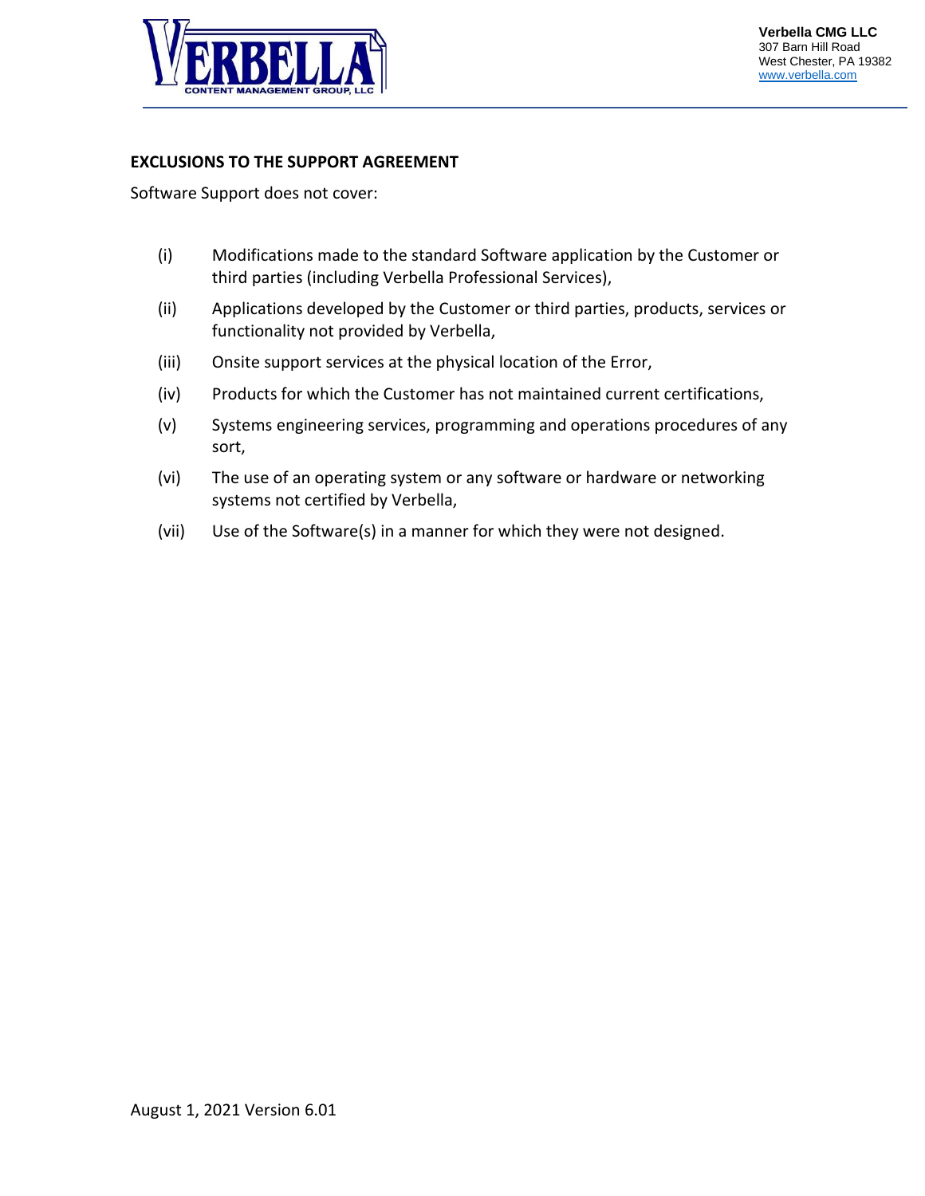## EXCLUSIONS TO THE SUPPORT AGREEMENT

Software Support does not cover:

(i) Modifications made to the standard Software application by the Customer or third parties (including Verbella Professional Services),

(ii) Applications developed by the Customer or third parties, products, services or functionality not provided by Verbella,

(iii) Onsite support services at the physical location of the Error,

(iv) Products for which the Customer has not maintained current certifications,

(v) Systems engineering services, programming and operations procedures of any sort,

(vi) The use of an operating system or any software or hardware or networking systems not certified by Verbella,

(vii) Use of the Software(s) in a manner for which they were not designed.